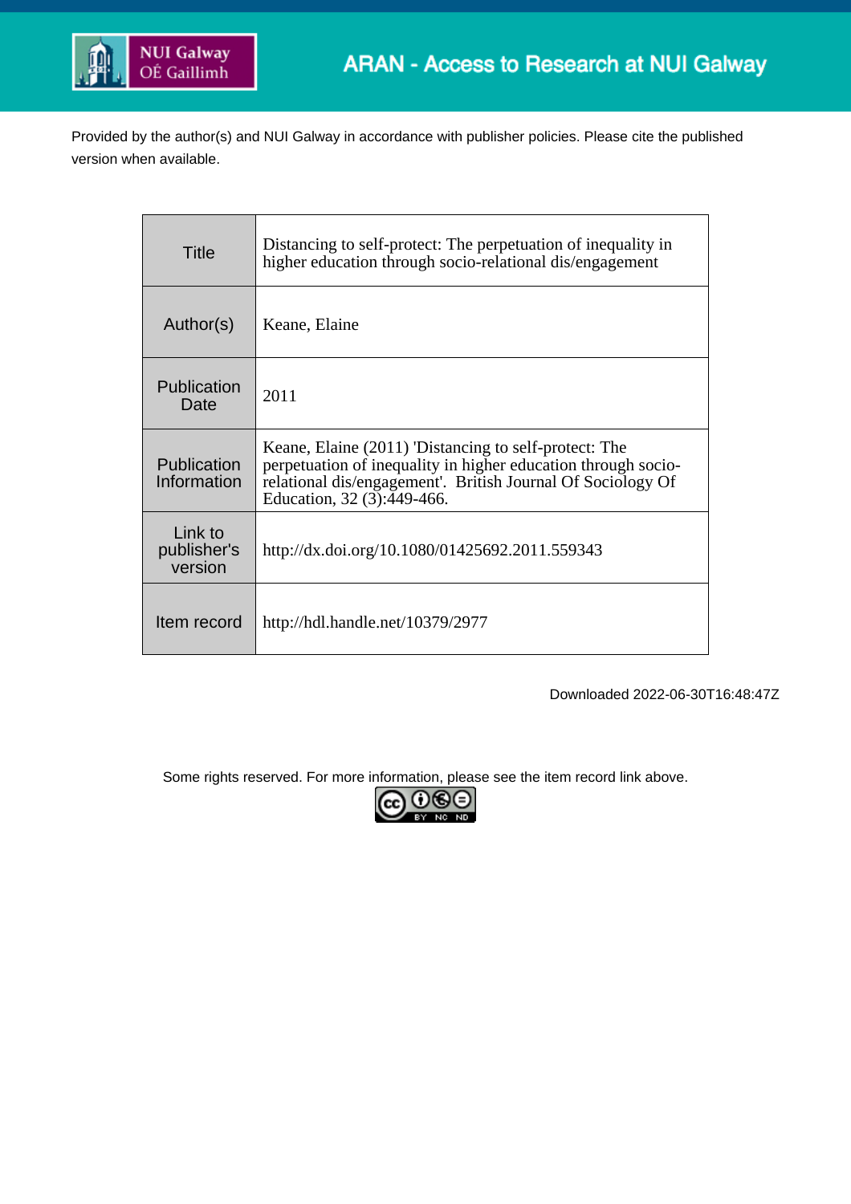ARAN - Access to Research at NUI Galway

Provided by the author(s) and NUI Galway in accordance with publisher policies. Please cite the published version when available.

| Title | Distancing to self-protect: The perpetuation of inequality in higher education through socio-relational dis/engagement |
|---|---|
| Author(s) | Keane, Elaine |
| Publication Date | 2011 |
| Publication Information | Keane, Elaine (2011) 'Distancing to self-protect: The perpetuation of inequality in higher education through socio-relational dis/engagement'. British Journal Of Sociology Of Education, 32 (3):449-466. |
| Link to publisher's version | http://dx.doi.org/10.1080/01425692.2011.559343 |
| Item record | http://hdl.handle.net/10379/2977 |

Downloaded 2022-06-30T16:48:47Z

Some rights reserved. For more information, please see the item record link above.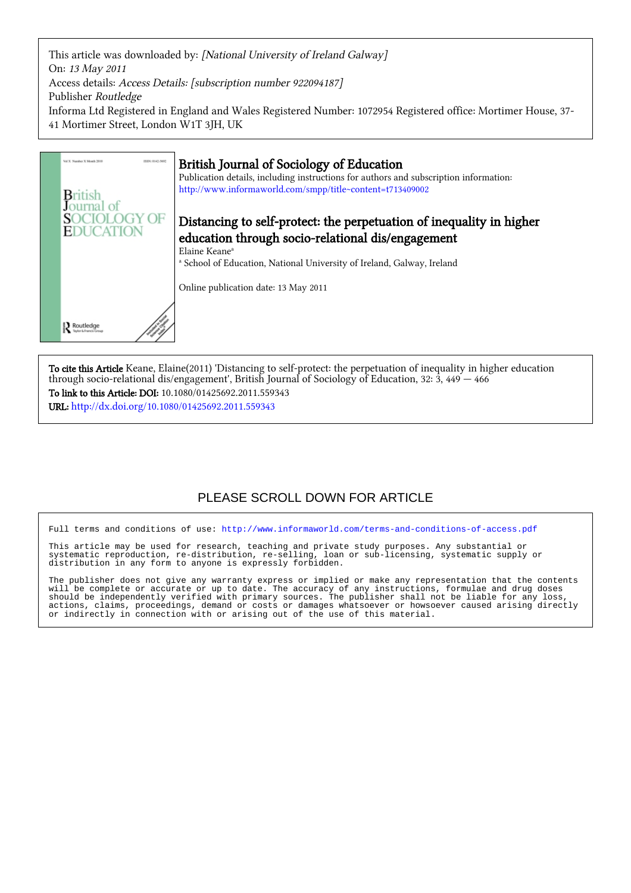This article was downloaded by: *[National University of Ireland Galway]*
On: *13 May 2011*
Access details: *Access Details: [subscription number 922094187]*
Publisher *Routledge*
Informa Ltd Registered in England and Wales Registered Number: 1072954 Registered office: Mortimer House, 37-41 Mortimer Street, London W1T 3JH, UK

# British Journal of Sociology of Education

Publication details, including instructions for authors and subscription information:
http://www.informaworld.com/smpp/title~content=t713409002

## Distancing to self-protect: the perpetuation of inequality in higher education through socio-relational dis/engagement

Elaine Keane[a]

[a] School of Education, National University of Ireland, Galway, Ireland

Online publication date: 13 May 2011

**To cite this Article** Keane, Elaine(2011) 'Distancing to self-protect: the perpetuation of inequality in higher education through socio-relational dis/engagement', British Journal of Sociology of Education, 32: 3, 449 — 466

**To link to this Article: DOI:** 10.1080/01425692.2011.559343

**URL:** http://dx.doi.org/10.1080/01425692.2011.559343

PLEASE SCROLL DOWN FOR ARTICLE

Full terms and conditions of use: http://www.informaworld.com/terms-and-conditions-of-access.pdf

This article may be used for research, teaching and private study purposes. Any substantial or systematic reproduction, re-distribution, re-selling, loan or sub-licensing, systematic supply or distribution in any form to anyone is expressly forbidden.

The publisher does not give any warranty express or implied or make any representation that the contents will be complete or accurate or up to date. The accuracy of any instructions, formulae and drug doses should be independently verified with primary sources. The publisher shall not be liable for any loss, actions, claims, proceedings, demand or costs or damages whatsoever or howsoever caused arising directly or indirectly in connection with or arising out of the use of this material.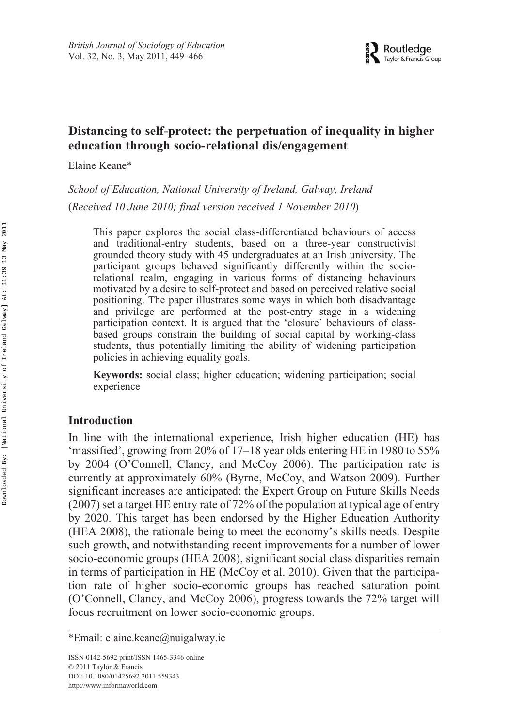# Distancing to self-protect: the perpetuation of inequality in higher education through socio-relational dis/engagement

Elaine Keane*

*School of Education, National University of Ireland, Galway, Ireland*

(*Received 10 June 2010; final version received 1 November 2010*)

> This paper explores the social class-differentiated behaviours of access and traditional-entry students, based on a three-year constructivist grounded theory study with 45 undergraduates at an Irish university. The participant groups behaved significantly differently within the socio-relational realm, engaging in various forms of distancing behaviours motivated by a desire to self-protect and based on perceived relative social positioning. The paper illustrates some ways in which both disadvantage and privilege are performed at the post-entry stage in a widening participation context. It is argued that the 'closure' behaviours of class-based groups constrain the building of social capital by working-class students, thus potentially limiting the ability of widening participation policies in achieving equality goals.
>
> **Keywords:** social class; higher education; widening participation; social experience

## Introduction

In line with the international experience, Irish higher education (HE) has 'massified', growing from 20% of 17–18 year olds entering HE in 1980 to 55% by 2004 (O'Connell, Clancy, and McCoy 2006). The participation rate is currently at approximately 60% (Byrne, McCoy, and Watson 2009). Further significant increases are anticipated; the Expert Group on Future Skills Needs (2007) set a target HE entry rate of 72% of the population at typical age of entry by 2020. This target has been endorsed by the Higher Education Authority (HEA 2008), the rationale being to meet the economy's skills needs. Despite such growth, and notwithstanding recent improvements for a number of lower socio-economic groups (HEA 2008), significant social class disparities remain in terms of participation in HE (McCoy et al. 2010). Given that the participation rate of higher socio-economic groups has reached saturation point (O'Connell, Clancy, and McCoy 2006), progress towards the 72% target will focus recruitment on lower socio-economic groups.

*Email: elaine.keane@nuigalway.ie

ISSN 0142-5692 print/ISSN 1465-3346 online
© 2011 Taylor & Francis
DOI: 10.1080/01425692.2011.559343
http://www.informaworld.com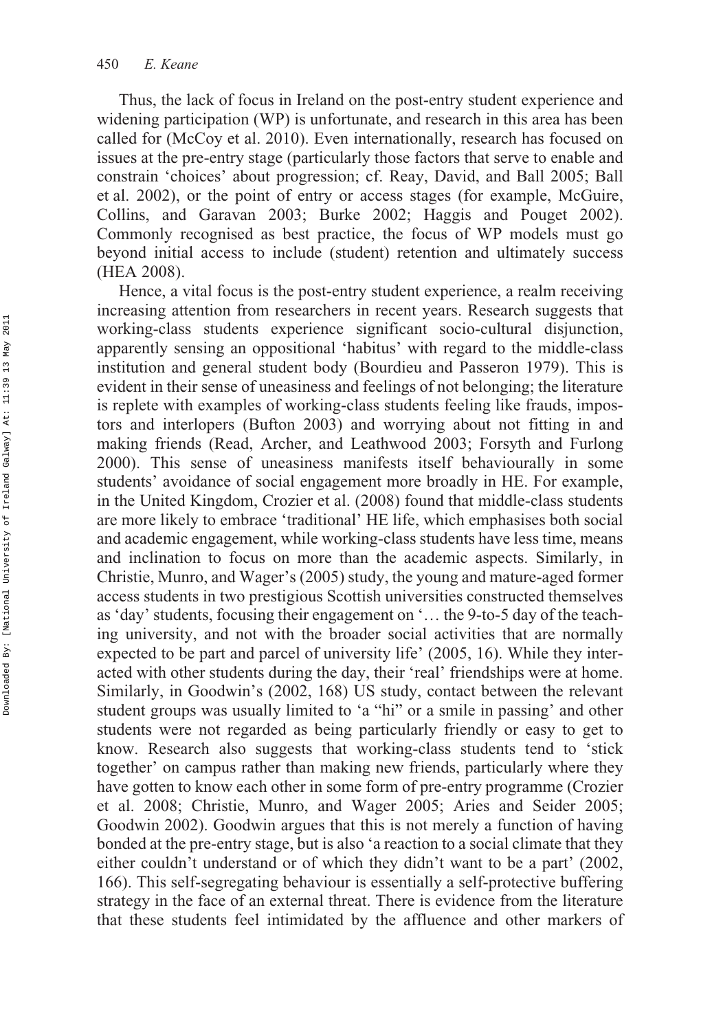Thus, the lack of focus in Ireland on the post-entry student experience and widening participation (WP) is unfortunate, and research in this area has been called for (McCoy et al. 2010). Even internationally, research has focused on issues at the pre-entry stage (particularly those factors that serve to enable and constrain 'choices' about progression; cf. Reay, David, and Ball 2005; Ball et al. 2002), or the point of entry or access stages (for example, McGuire, Collins, and Garavan 2003; Burke 2002; Haggis and Pouget 2002). Commonly recognised as best practice, the focus of WP models must go beyond initial access to include (student) retention and ultimately success (HEA 2008).

Hence, a vital focus is the post-entry student experience, a realm receiving increasing attention from researchers in recent years. Research suggests that working-class students experience significant socio-cultural disjunction, apparently sensing an oppositional 'habitus' with regard to the middle-class institution and general student body (Bourdieu and Passeron 1979). This is evident in their sense of uneasiness and feelings of not belonging; the literature is replete with examples of working-class students feeling like frauds, impostors and interlopers (Bufton 2003) and worrying about not fitting in and making friends (Read, Archer, and Leathwood 2003; Forsyth and Furlong 2000). This sense of uneasiness manifests itself behaviourally in some students' avoidance of social engagement more broadly in HE. For example, in the United Kingdom, Crozier et al. (2008) found that middle-class students are more likely to embrace 'traditional' HE life, which emphasises both social and academic engagement, while working-class students have less time, means and inclination to focus on more than the academic aspects. Similarly, in Christie, Munro, and Wager's (2005) study, the young and mature-aged former access students in two prestigious Scottish universities constructed themselves as 'day' students, focusing their engagement on '… the 9-to-5 day of the teaching university, and not with the broader social activities that are normally expected to be part and parcel of university life' (2005, 16). While they interacted with other students during the day, their 'real' friendships were at home. Similarly, in Goodwin's (2002, 168) US study, contact between the relevant student groups was usually limited to 'a "hi" or a smile in passing' and other students were not regarded as being particularly friendly or easy to get to know. Research also suggests that working-class students tend to 'stick together' on campus rather than making new friends, particularly where they have gotten to know each other in some form of pre-entry programme (Crozier et al. 2008; Christie, Munro, and Wager 2005; Aries and Seider 2005; Goodwin 2002). Goodwin argues that this is not merely a function of having bonded at the pre-entry stage, but is also 'a reaction to a social climate that they either couldn't understand or of which they didn't want to be a part' (2002, 166). This self-segregating behaviour is essentially a self-protective buffering strategy in the face of an external threat. There is evidence from the literature that these students feel intimidated by the affluence and other markers of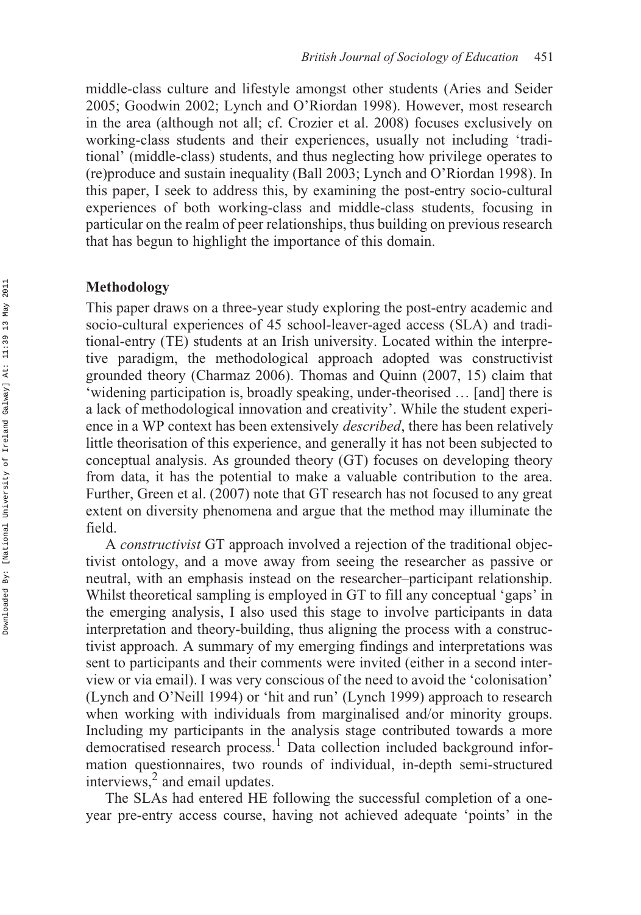middle-class culture and lifestyle amongst other students (Aries and Seider 2005; Goodwin 2002; Lynch and O'Riordan 1998). However, most research in the area (although not all; cf. Crozier et al. 2008) focuses exclusively on working-class students and their experiences, usually not including 'traditional' (middle-class) students, and thus neglecting how privilege operates to (re)produce and sustain inequality (Ball 2003; Lynch and O'Riordan 1998). In this paper, I seek to address this, by examining the post-entry socio-cultural experiences of both working-class and middle-class students, focusing in particular on the realm of peer relationships, thus building on previous research that has begun to highlight the importance of this domain.

## Methodology

This paper draws on a three-year study exploring the post-entry academic and socio-cultural experiences of 45 school-leaver-aged access (SLA) and traditional-entry (TE) students at an Irish university. Located within the interpretive paradigm, the methodological approach adopted was constructivist grounded theory (Charmaz 2006). Thomas and Quinn (2007, 15) claim that 'widening participation is, broadly speaking, under-theorised … [and] there is a lack of methodological innovation and creativity'. While the student experience in a WP context has been extensively *described*, there has been relatively little theorisation of this experience, and generally it has not been subjected to conceptual analysis. As grounded theory (GT) focuses on developing theory from data, it has the potential to make a valuable contribution to the area. Further, Green et al. (2007) note that GT research has not focused to any great extent on diversity phenomena and argue that the method may illuminate the field.

A *constructivist* GT approach involved a rejection of the traditional objectivist ontology, and a move away from seeing the researcher as passive or neutral, with an emphasis instead on the researcher–participant relationship. Whilst theoretical sampling is employed in GT to fill any conceptual 'gaps' in the emerging analysis, I also used this stage to involve participants in data interpretation and theory-building, thus aligning the process with a constructivist approach. A summary of my emerging findings and interpretations was sent to participants and their comments were invited (either in a second interview or via email). I was very conscious of the need to avoid the 'colonisation' (Lynch and O'Neill 1994) or 'hit and run' (Lynch 1999) approach to research when working with individuals from marginalised and/or minority groups. Including my participants in the analysis stage contributed towards a more democratised research process.[1] Data collection included background information questionnaires, two rounds of individual, in-depth semi-structured interviews,[2] and email updates.

The SLAs had entered HE following the successful completion of a one-year pre-entry access course, having not achieved adequate 'points' in the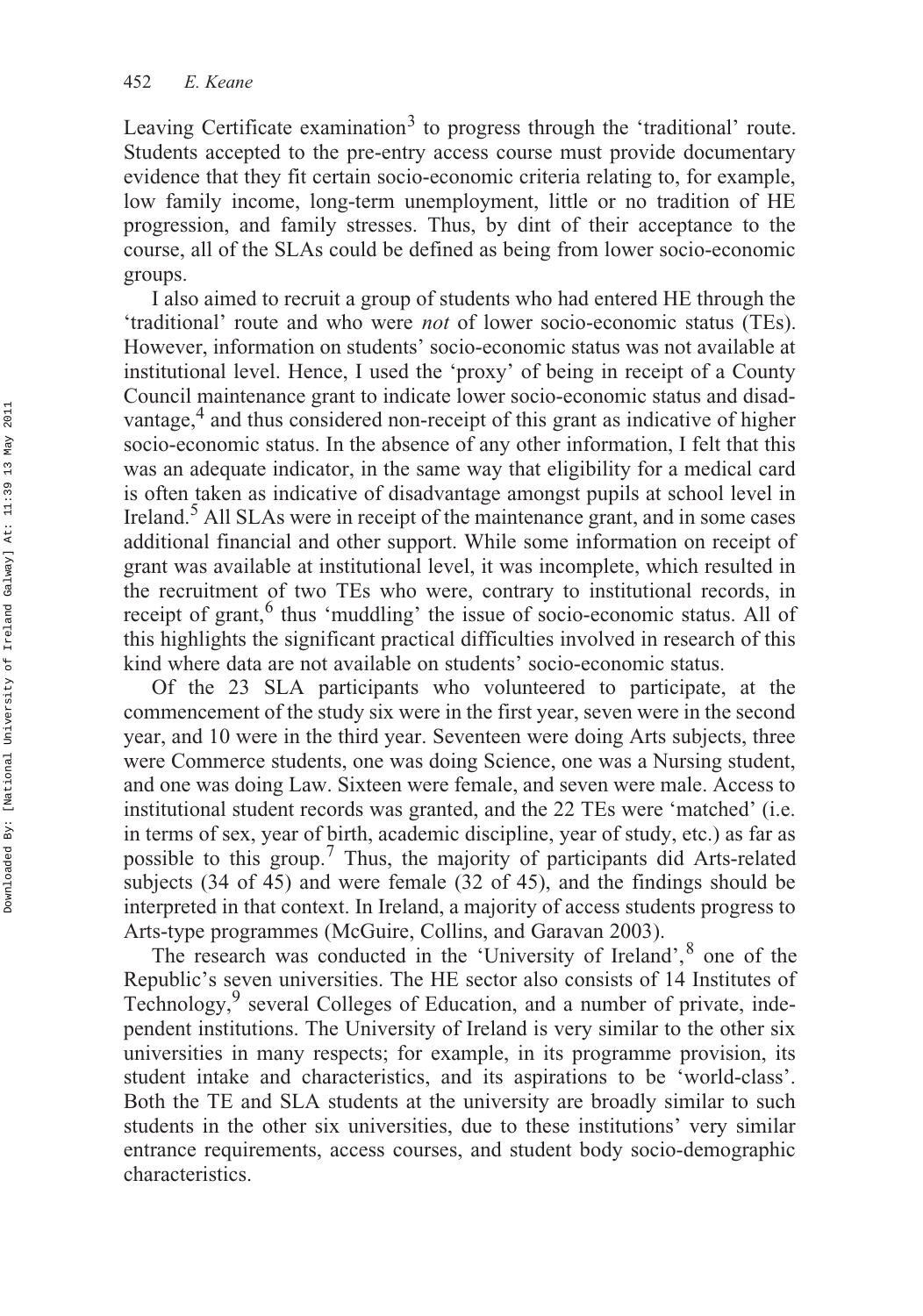Leaving Certificate examination[3] to progress through the 'traditional' route. Students accepted to the pre-entry access course must provide documentary evidence that they fit certain socio-economic criteria relating to, for example, low family income, long-term unemployment, little or no tradition of HE progression, and family stresses. Thus, by dint of their acceptance to the course, all of the SLAs could be defined as being from lower socio-economic groups.

I also aimed to recruit a group of students who had entered HE through the 'traditional' route and who were *not* of lower socio-economic status (TEs). However, information on students' socio-economic status was not available at institutional level. Hence, I used the 'proxy' of being in receipt of a County Council maintenance grant to indicate lower socio-economic status and disadvantage,[4] and thus considered non-receipt of this grant as indicative of higher socio-economic status. In the absence of any other information, I felt that this was an adequate indicator, in the same way that eligibility for a medical card is often taken as indicative of disadvantage amongst pupils at school level in Ireland.[5] All SLAs were in receipt of the maintenance grant, and in some cases additional financial and other support. While some information on receipt of grant was available at institutional level, it was incomplete, which resulted in the recruitment of two TEs who were, contrary to institutional records, in receipt of grant,[6] thus 'muddling' the issue of socio-economic status. All of this highlights the significant practical difficulties involved in research of this kind where data are not available on students' socio-economic status.

Of the 23 SLA participants who volunteered to participate, at the commencement of the study six were in the first year, seven were in the second year, and 10 were in the third year. Seventeen were doing Arts subjects, three were Commerce students, one was doing Science, one was a Nursing student, and one was doing Law. Sixteen were female, and seven were male. Access to institutional student records was granted, and the 22 TEs were 'matched' (i.e. in terms of sex, year of birth, academic discipline, year of study, etc.) as far as possible to this group.[7] Thus, the majority of participants did Arts-related subjects (34 of 45) and were female (32 of 45), and the findings should be interpreted in that context. In Ireland, a majority of access students progress to Arts-type programmes (McGuire, Collins, and Garavan 2003).

The research was conducted in the 'University of Ireland',[8] one of the Republic's seven universities. The HE sector also consists of 14 Institutes of Technology,[9] several Colleges of Education, and a number of private, independent institutions. The University of Ireland is very similar to the other six universities in many respects; for example, in its programme provision, its student intake and characteristics, and its aspirations to be 'world-class'. Both the TE and SLA students at the university are broadly similar to such students in the other six universities, due to these institutions' very similar entrance requirements, access courses, and student body socio-demographic characteristics.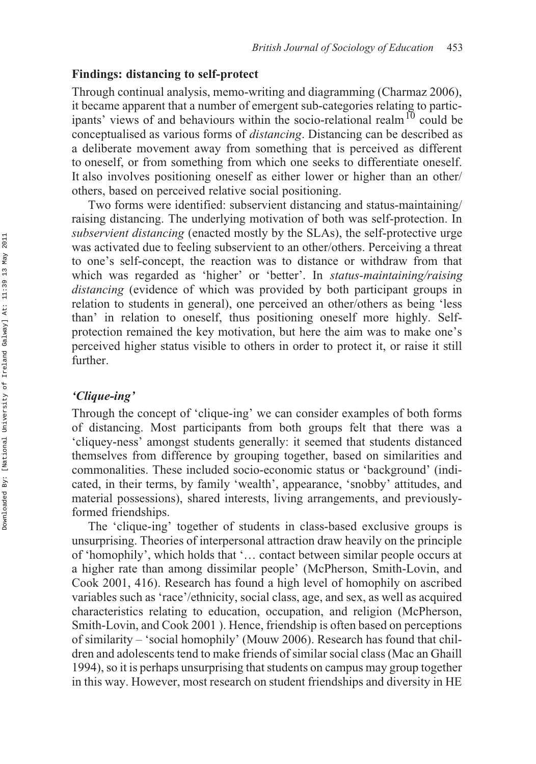## Findings: distancing to self-protect

Through continual analysis, memo-writing and diagramming (Charmaz 2006), it became apparent that a number of emergent sub-categories relating to participants' views of and behaviours within the socio-relational realm[10] could be conceptualised as various forms of *distancing*. Distancing can be described as a deliberate movement away from something that is perceived as different to oneself, or from something from which one seeks to differentiate oneself. It also involves positioning oneself as either lower or higher than an other/others, based on perceived relative social positioning.

Two forms were identified: subservient distancing and status-maintaining/raising distancing. The underlying motivation of both was self-protection. In *subservient distancing* (enacted mostly by the SLAs), the self-protective urge was activated due to feeling subservient to an other/others. Perceiving a threat to one's self-concept, the reaction was to distance or withdraw from that which was regarded as 'higher' or 'better'. In *status-maintaining/raising distancing* (evidence of which was provided by both participant groups in relation to students in general), one perceived an other/others as being 'less than' in relation to oneself, thus positioning oneself more highly. Self-protection remained the key motivation, but here the aim was to make one's perceived higher status visible to others in order to protect it, or raise it still further.

### *'Clique-ing'*

Through the concept of 'clique-ing' we can consider examples of both forms of distancing. Most participants from both groups felt that there was a 'cliquey-ness' amongst students generally: it seemed that students distanced themselves from difference by grouping together, based on similarities and commonalities. These included socio-economic status or 'background' (indicated, in their terms, by family 'wealth', appearance, 'snobby' attitudes, and material possessions), shared interests, living arrangements, and previously-formed friendships.

The 'clique-ing' together of students in class-based exclusive groups is unsurprising. Theories of interpersonal attraction draw heavily on the principle of 'homophily', which holds that '… contact between similar people occurs at a higher rate than among dissimilar people' (McPherson, Smith-Lovin, and Cook 2001, 416). Research has found a high level of homophily on ascribed variables such as 'race'/ethnicity, social class, age, and sex, as well as acquired characteristics relating to education, occupation, and religion (McPherson, Smith-Lovin, and Cook 2001 ). Hence, friendship is often based on perceptions of similarity – 'social homophily' (Mouw 2006). Research has found that children and adolescents tend to make friends of similar social class (Mac an Ghaill 1994), so it is perhaps unsurprising that students on campus may group together in this way. However, most research on student friendships and diversity in HE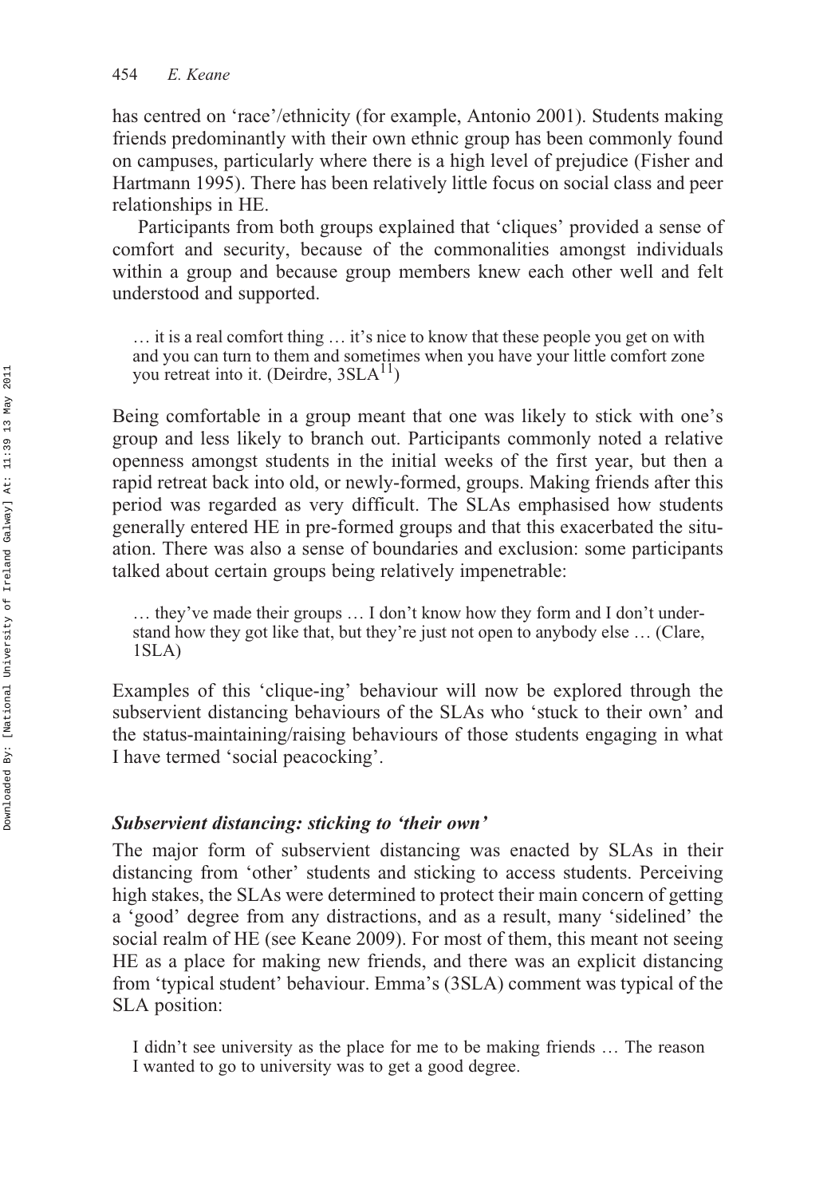has centred on 'race'/ethnicity (for example, Antonio 2001). Students making friends predominantly with their own ethnic group has been commonly found on campuses, particularly where there is a high level of prejudice (Fisher and Hartmann 1995). There has been relatively little focus on social class and peer relationships in HE.

Participants from both groups explained that 'cliques' provided a sense of comfort and security, because of the commonalities amongst individuals within a group and because group members knew each other well and felt understood and supported.

> … it is a real comfort thing … it's nice to know that these people you get on with and you can turn to them and sometimes when you have your little comfort zone you retreat into it. (Deirdre, 3SLA[11])

Being comfortable in a group meant that one was likely to stick with one's group and less likely to branch out. Participants commonly noted a relative openness amongst students in the initial weeks of the first year, but then a rapid retreat back into old, or newly-formed, groups. Making friends after this period was regarded as very difficult. The SLAs emphasised how students generally entered HE in pre-formed groups and that this exacerbated the situation. There was also a sense of boundaries and exclusion: some participants talked about certain groups being relatively impenetrable:

> … they've made their groups … I don't know how they form and I don't understand how they got like that, but they're just not open to anybody else … (Clare, 1SLA)

Examples of this 'clique-ing' behaviour will now be explored through the subservient distancing behaviours of the SLAs who 'stuck to their own' and the status-maintaining/raising behaviours of those students engaging in what I have termed 'social peacocking'.

### *Subservient distancing: sticking to 'their own'*

The major form of subservient distancing was enacted by SLAs in their distancing from 'other' students and sticking to access students. Perceiving high stakes, the SLAs were determined to protect their main concern of getting a 'good' degree from any distractions, and as a result, many 'sidelined' the social realm of HE (see Keane 2009). For most of them, this meant not seeing HE as a place for making new friends, and there was an explicit distancing from 'typical student' behaviour. Emma's (3SLA) comment was typical of the SLA position:

> I didn't see university as the place for me to be making friends … The reason I wanted to go to university was to get a good degree.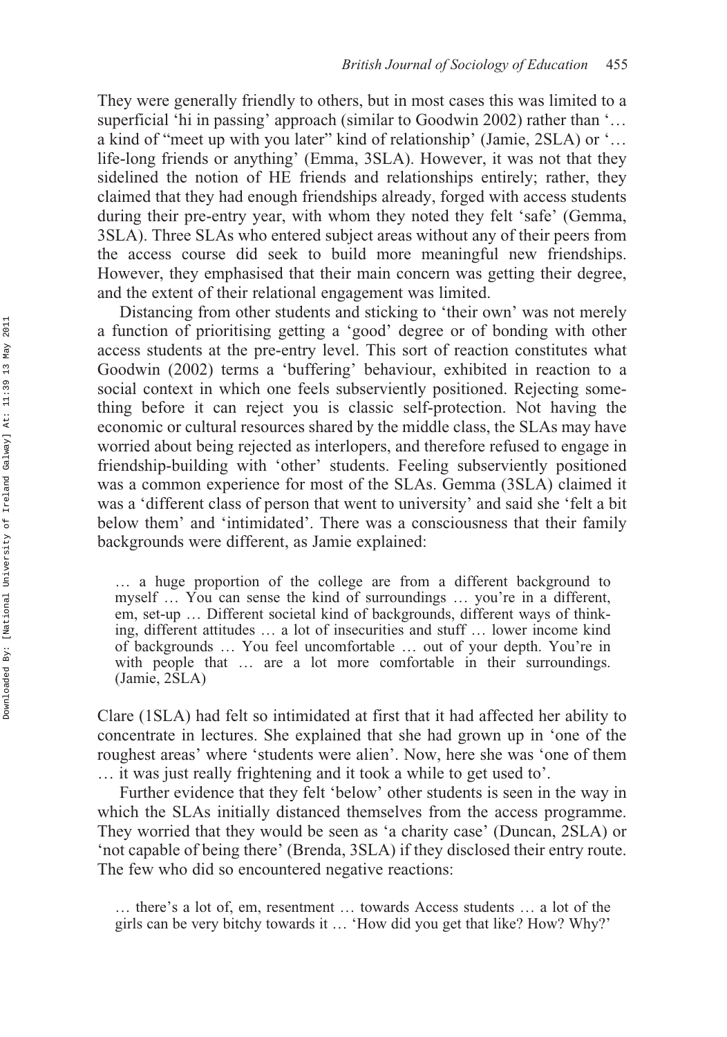They were generally friendly to others, but in most cases this was limited to a superficial 'hi in passing' approach (similar to Goodwin 2002) rather than '… a kind of "meet up with you later" kind of relationship' (Jamie, 2SLA) or '… life-long friends or anything' (Emma, 3SLA). However, it was not that they sidelined the notion of HE friends and relationships entirely; rather, they claimed that they had enough friendships already, forged with access students during their pre-entry year, with whom they noted they felt 'safe' (Gemma, 3SLA). Three SLAs who entered subject areas without any of their peers from the access course did seek to build more meaningful new friendships. However, they emphasised that their main concern was getting their degree, and the extent of their relational engagement was limited.

Distancing from other students and sticking to 'their own' was not merely a function of prioritising getting a 'good' degree or of bonding with other access students at the pre-entry level. This sort of reaction constitutes what Goodwin (2002) terms a 'buffering' behaviour, exhibited in reaction to a social context in which one feels subserviently positioned. Rejecting something before it can reject you is classic self-protection. Not having the economic or cultural resources shared by the middle class, the SLAs may have worried about being rejected as interlopers, and therefore refused to engage in friendship-building with 'other' students. Feeling subserviently positioned was a common experience for most of the SLAs. Gemma (3SLA) claimed it was a 'different class of person that went to university' and said she 'felt a bit below them' and 'intimidated'. There was a consciousness that their family backgrounds were different, as Jamie explained:

> … a huge proportion of the college are from a different background to myself … You can sense the kind of surroundings … you're in a different, em, set-up … Different societal kind of backgrounds, different ways of thinking, different attitudes … a lot of insecurities and stuff … lower income kind of backgrounds … You feel uncomfortable … out of your depth. You're in with people that … are a lot more comfortable in their surroundings. (Jamie, 2SLA)

Clare (1SLA) had felt so intimidated at first that it had affected her ability to concentrate in lectures. She explained that she had grown up in 'one of the roughest areas' where 'students were alien'. Now, here she was 'one of them … it was just really frightening and it took a while to get used to'.

Further evidence that they felt 'below' other students is seen in the way in which the SLAs initially distanced themselves from the access programme. They worried that they would be seen as 'a charity case' (Duncan, 2SLA) or 'not capable of being there' (Brenda, 3SLA) if they disclosed their entry route. The few who did so encountered negative reactions:

> … there's a lot of, em, resentment … towards Access students … a lot of the girls can be very bitchy towards it … 'How did you get that like? How? Why?'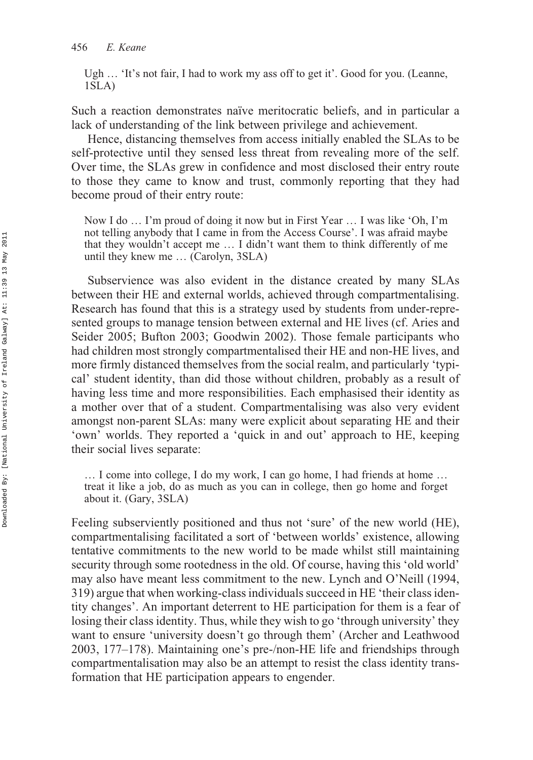> Ugh … 'It's not fair, I had to work my ass off to get it'. Good for you. (Leanne, 1SLA)

Such a reaction demonstrates naïve meritocratic beliefs, and in particular a lack of understanding of the link between privilege and achievement.

Hence, distancing themselves from access initially enabled the SLAs to be self-protective until they sensed less threat from revealing more of the self. Over time, the SLAs grew in confidence and most disclosed their entry route to those they came to know and trust, commonly reporting that they had become proud of their entry route:

> Now I do … I'm proud of doing it now but in First Year … I was like 'Oh, I'm not telling anybody that I came in from the Access Course'. I was afraid maybe that they wouldn't accept me … I didn't want them to think differently of me until they knew me … (Carolyn, 3SLA)

Subservience was also evident in the distance created by many SLAs between their HE and external worlds, achieved through compartmentalising. Research has found that this is a strategy used by students from under-represented groups to manage tension between external and HE lives (cf. Aries and Seider 2005; Bufton 2003; Goodwin 2002). Those female participants who had children most strongly compartmentalised their HE and non-HE lives, and more firmly distanced themselves from the social realm, and particularly 'typical' student identity, than did those without children, probably as a result of having less time and more responsibilities. Each emphasised their identity as a mother over that of a student. Compartmentalising was also very evident amongst non-parent SLAs: many were explicit about separating HE and their 'own' worlds. They reported a 'quick in and out' approach to HE, keeping their social lives separate:

> … I come into college, I do my work, I can go home, I had friends at home … treat it like a job, do as much as you can in college, then go home and forget about it. (Gary, 3SLA)

Feeling subserviently positioned and thus not 'sure' of the new world (HE), compartmentalising facilitated a sort of 'between worlds' existence, allowing tentative commitments to the new world to be made whilst still maintaining security through some rootedness in the old. Of course, having this 'old world' may also have meant less commitment to the new. Lynch and O'Neill (1994, 319) argue that when working-class individuals succeed in HE 'their class identity changes'. An important deterrent to HE participation for them is a fear of losing their class identity. Thus, while they wish to go 'through university' they want to ensure 'university doesn't go through them' (Archer and Leathwood 2003, 177–178). Maintaining one's pre-/non-HE life and friendships through compartmentalisation may also be an attempt to resist the class identity transformation that HE participation appears to engender.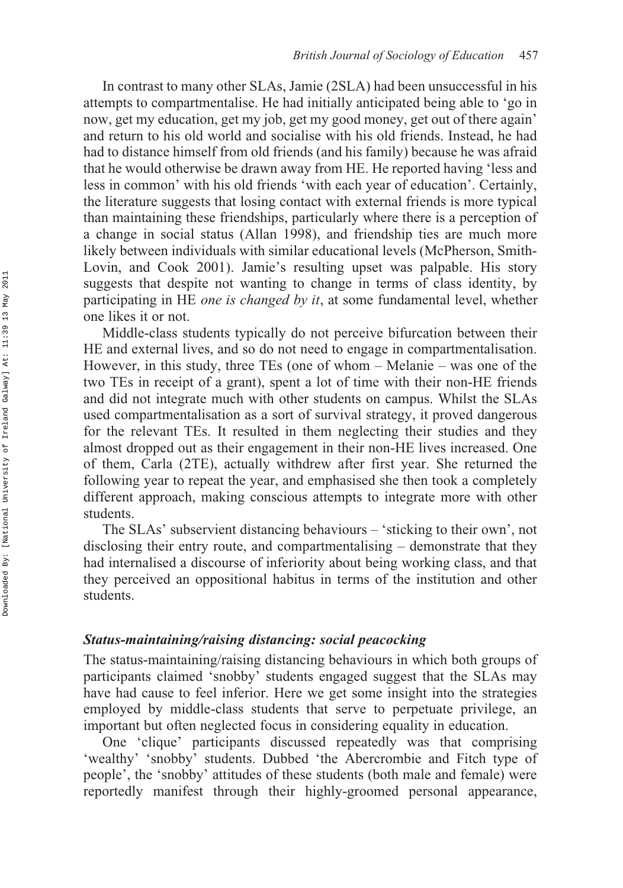In contrast to many other SLAs, Jamie (2SLA) had been unsuccessful in his attempts to compartmentalise. He had initially anticipated being able to 'go in now, get my education, get my job, get my good money, get out of there again' and return to his old world and socialise with his old friends. Instead, he had had to distance himself from old friends (and his family) because he was afraid that he would otherwise be drawn away from HE. He reported having 'less and less in common' with his old friends 'with each year of education'. Certainly, the literature suggests that losing contact with external friends is more typical than maintaining these friendships, particularly where there is a perception of a change in social status (Allan 1998), and friendship ties are much more likely between individuals with similar educational levels (McPherson, Smith-Lovin, and Cook 2001). Jamie's resulting upset was palpable. His story suggests that despite not wanting to change in terms of class identity, by participating in HE *one is changed by it*, at some fundamental level, whether one likes it or not.

Middle-class students typically do not perceive bifurcation between their HE and external lives, and so do not need to engage in compartmentalisation. However, in this study, three TEs (one of whom – Melanie – was one of the two TEs in receipt of a grant), spent a lot of time with their non-HE friends and did not integrate much with other students on campus. Whilst the SLAs used compartmentalisation as a sort of survival strategy, it proved dangerous for the relevant TEs. It resulted in them neglecting their studies and they almost dropped out as their engagement in their non-HE lives increased. One of them, Carla (2TE), actually withdrew after first year. She returned the following year to repeat the year, and emphasised she then took a completely different approach, making conscious attempts to integrate more with other students.

The SLAs' subservient distancing behaviours – 'sticking to their own', not disclosing their entry route, and compartmentalising – demonstrate that they had internalised a discourse of inferiority about being working class, and that they perceived an oppositional habitus in terms of the institution and other students.

### *Status-maintaining/raising distancing: social peacocking*

The status-maintaining/raising distancing behaviours in which both groups of participants claimed 'snobby' students engaged suggest that the SLAs may have had cause to feel inferior. Here we get some insight into the strategies employed by middle-class students that serve to perpetuate privilege, an important but often neglected focus in considering equality in education.

One 'clique' participants discussed repeatedly was that comprising 'wealthy' 'snobby' students. Dubbed 'the Abercrombie and Fitch type of people', the 'snobby' attitudes of these students (both male and female) were reportedly manifest through their highly-groomed personal appearance,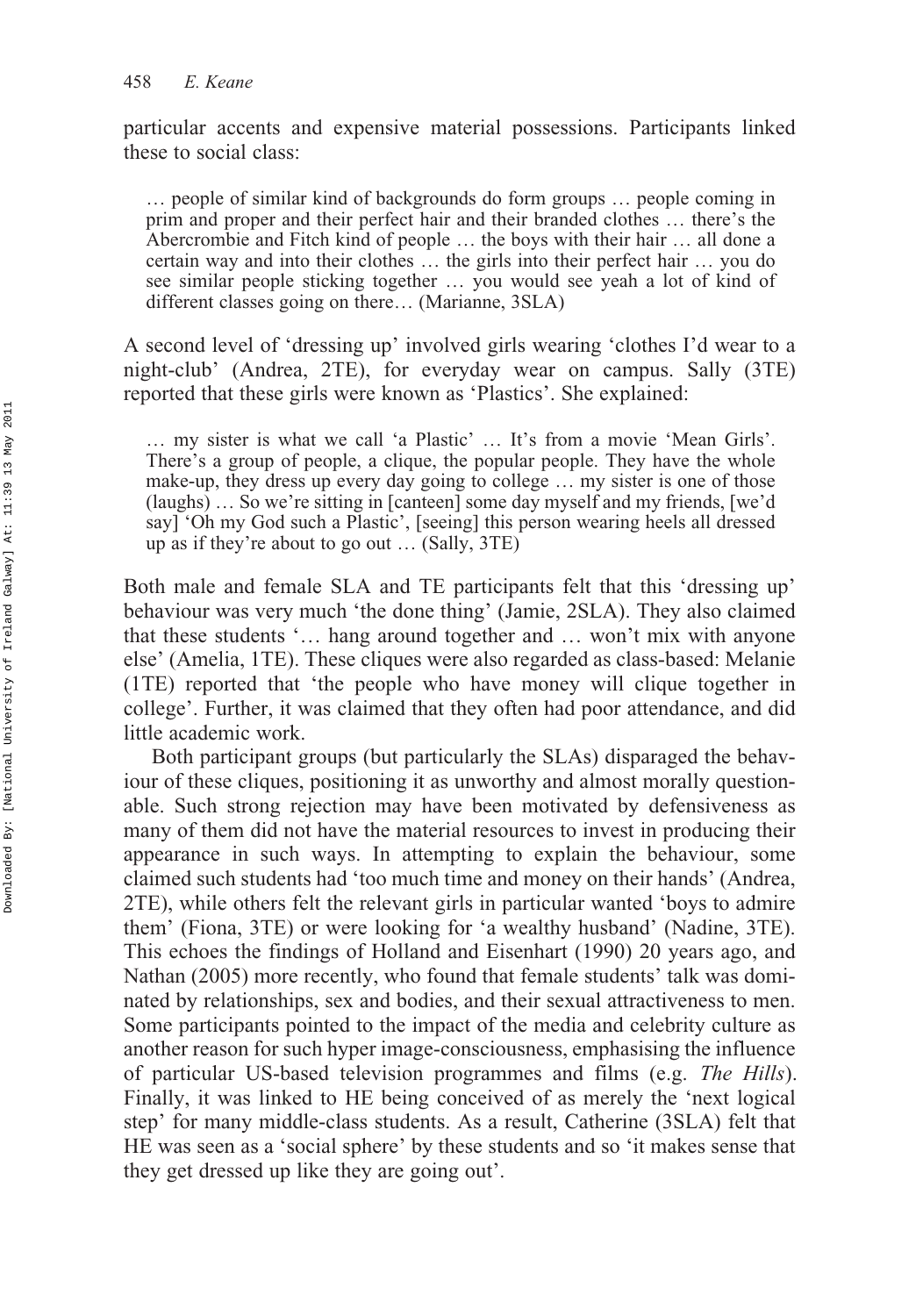particular accents and expensive material possessions. Participants linked these to social class:

> … people of similar kind of backgrounds do form groups … people coming in prim and proper and their perfect hair and their branded clothes … there's the Abercrombie and Fitch kind of people … the boys with their hair … all done a certain way and into their clothes … the girls into their perfect hair … you do see similar people sticking together … you would see yeah a lot of kind of different classes going on there… (Marianne, 3SLA)

A second level of 'dressing up' involved girls wearing 'clothes I'd wear to a night-club' (Andrea, 2TE), for everyday wear on campus. Sally (3TE) reported that these girls were known as 'Plastics'. She explained:

> … my sister is what we call 'a Plastic' … It's from a movie 'Mean Girls'. There's a group of people, a clique, the popular people. They have the whole make-up, they dress up every day going to college … my sister is one of those (laughs) … So we're sitting in [canteen] some day myself and my friends, [we'd say] 'Oh my God such a Plastic', [seeing] this person wearing heels all dressed up as if they're about to go out … (Sally, 3TE)

Both male and female SLA and TE participants felt that this 'dressing up' behaviour was very much 'the done thing' (Jamie, 2SLA). They also claimed that these students '… hang around together and … won't mix with anyone else' (Amelia, 1TE). These cliques were also regarded as class-based: Melanie (1TE) reported that 'the people who have money will clique together in college'. Further, it was claimed that they often had poor attendance, and did little academic work.

Both participant groups (but particularly the SLAs) disparaged the behaviour of these cliques, positioning it as unworthy and almost morally questionable. Such strong rejection may have been motivated by defensiveness as many of them did not have the material resources to invest in producing their appearance in such ways. In attempting to explain the behaviour, some claimed such students had 'too much time and money on their hands' (Andrea, 2TE), while others felt the relevant girls in particular wanted 'boys to admire them' (Fiona, 3TE) or were looking for 'a wealthy husband' (Nadine, 3TE). This echoes the findings of Holland and Eisenhart (1990) 20 years ago, and Nathan (2005) more recently, who found that female students' talk was dominated by relationships, sex and bodies, and their sexual attractiveness to men. Some participants pointed to the impact of the media and celebrity culture as another reason for such hyper image-consciousness, emphasising the influence of particular US-based television programmes and films (e.g. *The Hills*). Finally, it was linked to HE being conceived of as merely the 'next logical step' for many middle-class students. As a result, Catherine (3SLA) felt that HE was seen as a 'social sphere' by these students and so 'it makes sense that they get dressed up like they are going out'.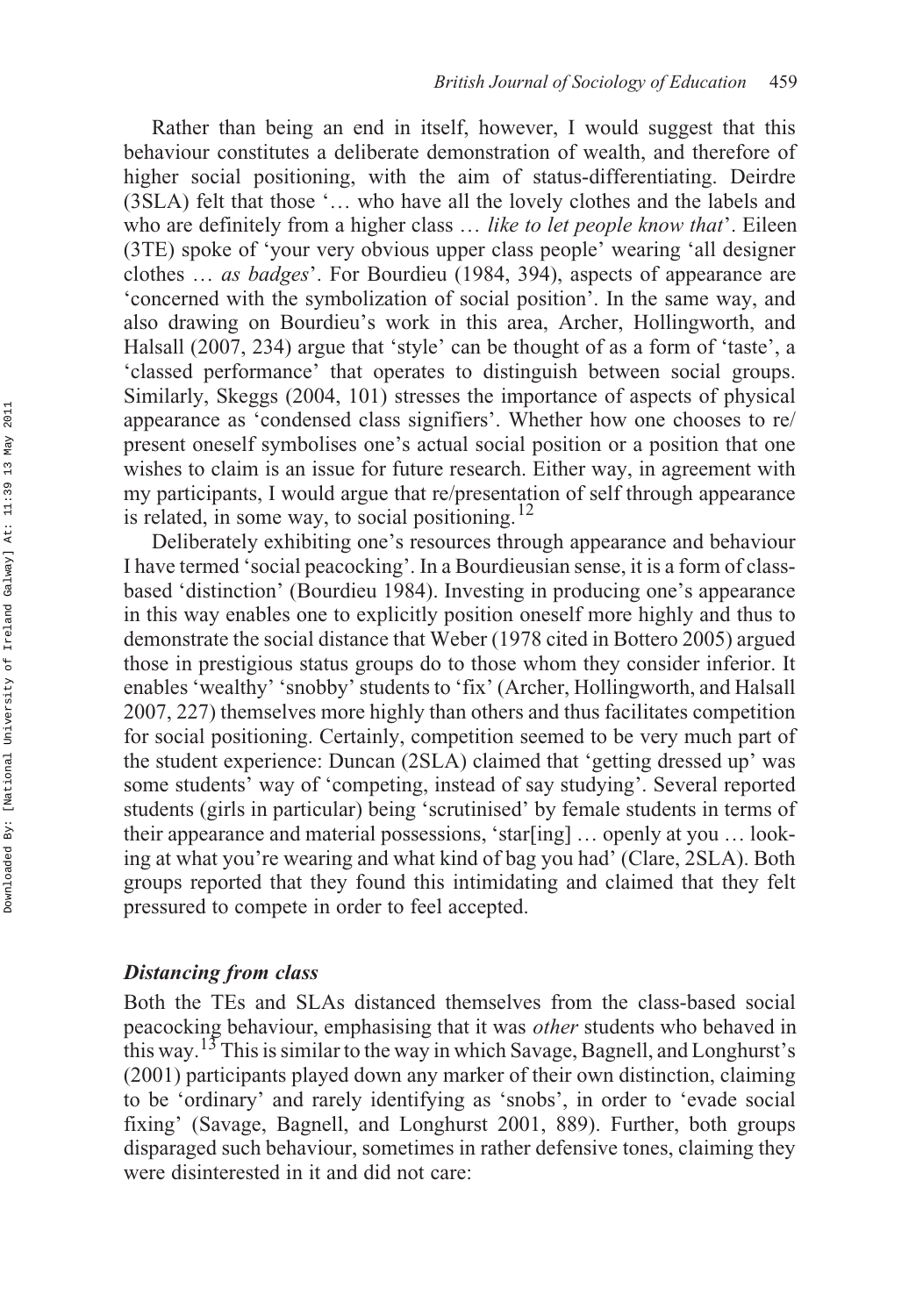Rather than being an end in itself, however, I would suggest that this behaviour constitutes a deliberate demonstration of wealth, and therefore of higher social positioning, with the aim of status-differentiating. Deirdre (3SLA) felt that those '… who have all the lovely clothes and the labels and who are definitely from a higher class … *like to let people know that*'. Eileen (3TE) spoke of 'your very obvious upper class people' wearing 'all designer clothes … *as badges*'. For Bourdieu (1984, 394), aspects of appearance are 'concerned with the symbolization of social position'. In the same way, and also drawing on Bourdieu's work in this area, Archer, Hollingworth, and Halsall (2007, 234) argue that 'style' can be thought of as a form of 'taste', a 'classed performance' that operates to distinguish between social groups. Similarly, Skeggs (2004, 101) stresses the importance of aspects of physical appearance as 'condensed class signifiers'. Whether how one chooses to re/present oneself symbolises one's actual social position or a position that one wishes to claim is an issue for future research. Either way, in agreement with my participants, I would argue that re/presentation of self through appearance is related, in some way, to social positioning.[12]

Deliberately exhibiting one's resources through appearance and behaviour I have termed 'social peacocking'. In a Bourdieusian sense, it is a form of class-based 'distinction' (Bourdieu 1984). Investing in producing one's appearance in this way enables one to explicitly position oneself more highly and thus to demonstrate the social distance that Weber (1978 cited in Bottero 2005) argued those in prestigious status groups do to those whom they consider inferior. It enables 'wealthy' 'snobby' students to 'fix' (Archer, Hollingworth, and Halsall 2007, 227) themselves more highly than others and thus facilitates competition for social positioning. Certainly, competition seemed to be very much part of the student experience: Duncan (2SLA) claimed that 'getting dressed up' was some students' way of 'competing, instead of say studying'. Several reported students (girls in particular) being 'scrutinised' by female students in terms of their appearance and material possessions, 'star[ing] … openly at you … looking at what you're wearing and what kind of bag you had' (Clare, 2SLA). Both groups reported that they found this intimidating and claimed that they felt pressured to compete in order to feel accepted.

### *Distancing from class*

Both the TEs and SLAs distanced themselves from the class-based social peacocking behaviour, emphasising that it was *other* students who behaved in this way.[13] This is similar to the way in which Savage, Bagnell, and Longhurst's (2001) participants played down any marker of their own distinction, claiming to be 'ordinary' and rarely identifying as 'snobs', in order to 'evade social fixing' (Savage, Bagnell, and Longhurst 2001, 889). Further, both groups disparaged such behaviour, sometimes in rather defensive tones, claiming they were disinterested in it and did not care: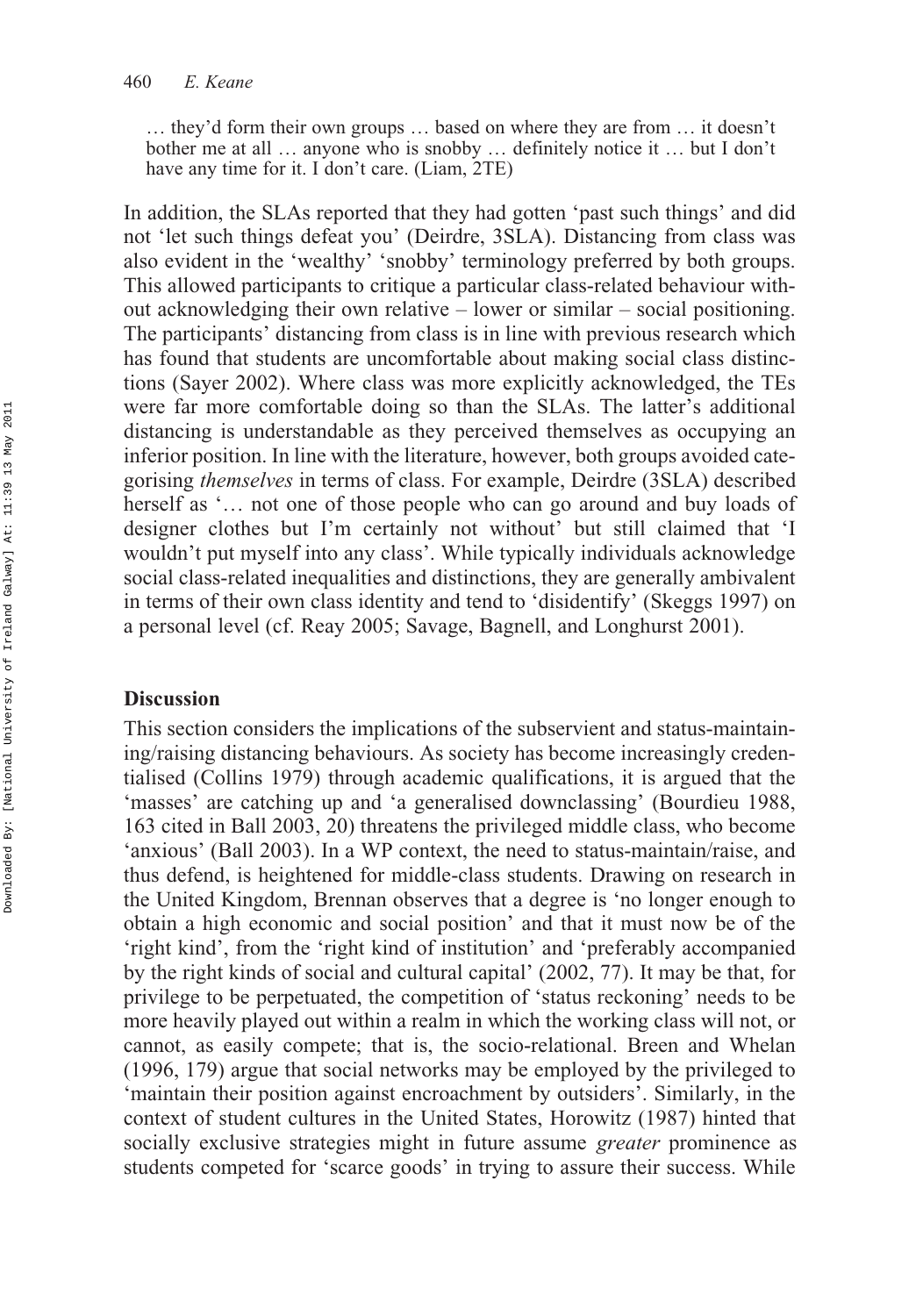… they'd form their own groups … based on where they are from … it doesn't bother me at all … anyone who is snobby … definitely notice it … but I don't have any time for it. I don't care. (Liam, 2TE)

In addition, the SLAs reported that they had gotten 'past such things' and did not 'let such things defeat you' (Deirdre, 3SLA). Distancing from class was also evident in the 'wealthy' 'snobby' terminology preferred by both groups. This allowed participants to critique a particular class-related behaviour without acknowledging their own relative – lower or similar – social positioning. The participants' distancing from class is in line with previous research which has found that students are uncomfortable about making social class distinctions (Sayer 2002). Where class was more explicitly acknowledged, the TEs were far more comfortable doing so than the SLAs. The latter's additional distancing is understandable as they perceived themselves as occupying an inferior position. In line with the literature, however, both groups avoided categorising *themselves* in terms of class. For example, Deirdre (3SLA) described herself as '… not one of those people who can go around and buy loads of designer clothes but I'm certainly not without' but still claimed that 'I wouldn't put myself into any class'. While typically individuals acknowledge social class-related inequalities and distinctions, they are generally ambivalent in terms of their own class identity and tend to 'disidentify' (Skeggs 1997) on a personal level (cf. Reay 2005; Savage, Bagnell, and Longhurst 2001).

## Discussion

This section considers the implications of the subservient and status-maintaining/raising distancing behaviours. As society has become increasingly credentialised (Collins 1979) through academic qualifications, it is argued that the 'masses' are catching up and 'a generalised downclassing' (Bourdieu 1988, 163 cited in Ball 2003, 20) threatens the privileged middle class, who become 'anxious' (Ball 2003). In a WP context, the need to status-maintain/raise, and thus defend, is heightened for middle-class students. Drawing on research in the United Kingdom, Brennan observes that a degree is 'no longer enough to obtain a high economic and social position' and that it must now be of the 'right kind', from the 'right kind of institution' and 'preferably accompanied by the right kinds of social and cultural capital' (2002, 77). It may be that, for privilege to be perpetuated, the competition of 'status reckoning' needs to be more heavily played out within a realm in which the working class will not, or cannot, as easily compete; that is, the socio-relational. Breen and Whelan (1996, 179) argue that social networks may be employed by the privileged to 'maintain their position against encroachment by outsiders'. Similarly, in the context of student cultures in the United States, Horowitz (1987) hinted that socially exclusive strategies might in future assume *greater* prominence as students competed for 'scarce goods' in trying to assure their success. While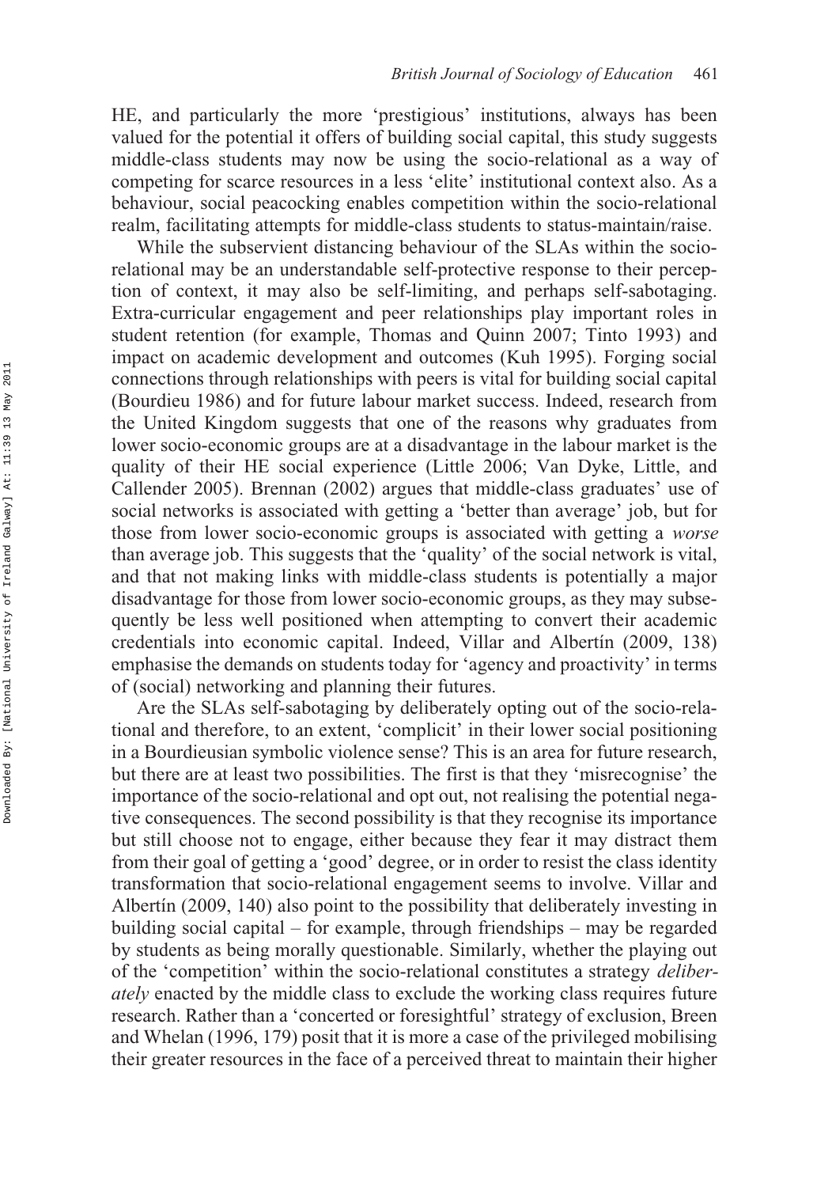HE, and particularly the more 'prestigious' institutions, always has been valued for the potential it offers of building social capital, this study suggests middle-class students may now be using the socio-relational as a way of competing for scarce resources in a less 'elite' institutional context also. As a behaviour, social peacocking enables competition within the socio-relational realm, facilitating attempts for middle-class students to status-maintain/raise.

While the subservient distancing behaviour of the SLAs within the socio-relational may be an understandable self-protective response to their perception of context, it may also be self-limiting, and perhaps self-sabotaging. Extra-curricular engagement and peer relationships play important roles in student retention (for example, Thomas and Quinn 2007; Tinto 1993) and impact on academic development and outcomes (Kuh 1995). Forging social connections through relationships with peers is vital for building social capital (Bourdieu 1986) and for future labour market success. Indeed, research from the United Kingdom suggests that one of the reasons why graduates from lower socio-economic groups are at a disadvantage in the labour market is the quality of their HE social experience (Little 2006; Van Dyke, Little, and Callender 2005). Brennan (2002) argues that middle-class graduates' use of social networks is associated with getting a 'better than average' job, but for those from lower socio-economic groups is associated with getting a *worse* than average job. This suggests that the 'quality' of the social network is vital, and that not making links with middle-class students is potentially a major disadvantage for those from lower socio-economic groups, as they may subsequently be less well positioned when attempting to convert their academic credentials into economic capital. Indeed, Villar and Albertín (2009, 138) emphasise the demands on students today for 'agency and proactivity' in terms of (social) networking and planning their futures.

Are the SLAs self-sabotaging by deliberately opting out of the socio-relational and therefore, to an extent, 'complicit' in their lower social positioning in a Bourdieusian symbolic violence sense? This is an area for future research, but there are at least two possibilities. The first is that they 'misrecognise' the importance of the socio-relational and opt out, not realising the potential negative consequences. The second possibility is that they recognise its importance but still choose not to engage, either because they fear it may distract them from their goal of getting a 'good' degree, or in order to resist the class identity transformation that socio-relational engagement seems to involve. Villar and Albertín (2009, 140) also point to the possibility that deliberately investing in building social capital – for example, through friendships – may be regarded by students as being morally questionable. Similarly, whether the playing out of the 'competition' within the socio-relational constitutes a strategy *deliberately* enacted by the middle class to exclude the working class requires future research. Rather than a 'concerted or foresightful' strategy of exclusion, Breen and Whelan (1996, 179) posit that it is more a case of the privileged mobilising their greater resources in the face of a perceived threat to maintain their higher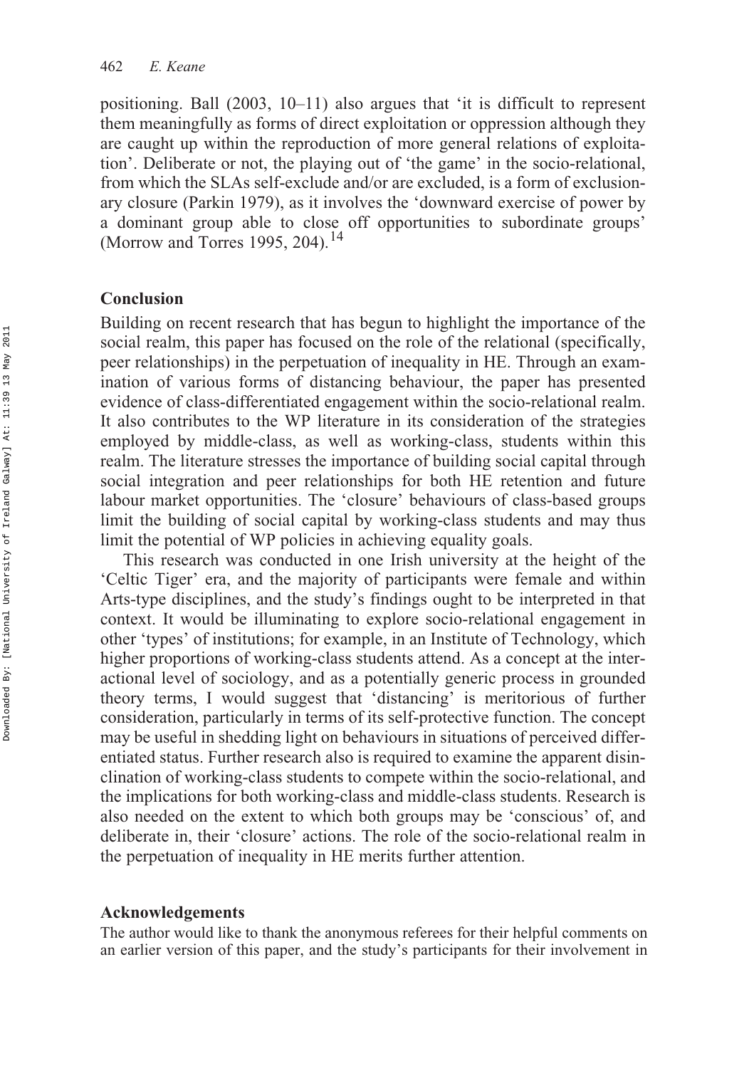positioning. Ball (2003, 10–11) also argues that 'it is difficult to represent them meaningfully as forms of direct exploitation or oppression although they are caught up within the reproduction of more general relations of exploitation'. Deliberate or not, the playing out of 'the game' in the socio-relational, from which the SLAs self-exclude and/or are excluded, is a form of exclusionary closure (Parkin 1979), as it involves the 'downward exercise of power by a dominant group able to close off opportunities to subordinate groups' (Morrow and Torres 1995, 204).[14]

## Conclusion

Building on recent research that has begun to highlight the importance of the social realm, this paper has focused on the role of the relational (specifically, peer relationships) in the perpetuation of inequality in HE. Through an examination of various forms of distancing behaviour, the paper has presented evidence of class-differentiated engagement within the socio-relational realm. It also contributes to the WP literature in its consideration of the strategies employed by middle-class, as well as working-class, students within this realm. The literature stresses the importance of building social capital through social integration and peer relationships for both HE retention and future labour market opportunities. The 'closure' behaviours of class-based groups limit the building of social capital by working-class students and may thus limit the potential of WP policies in achieving equality goals.

This research was conducted in one Irish university at the height of the 'Celtic Tiger' era, and the majority of participants were female and within Arts-type disciplines, and the study's findings ought to be interpreted in that context. It would be illuminating to explore socio-relational engagement in other 'types' of institutions; for example, in an Institute of Technology, which higher proportions of working-class students attend. As a concept at the interactional level of sociology, and as a potentially generic process in grounded theory terms, I would suggest that 'distancing' is meritorious of further consideration, particularly in terms of its self-protective function. The concept may be useful in shedding light on behaviours in situations of perceived differentiated status. Further research also is required to examine the apparent disinclination of working-class students to compete within the socio-relational, and the implications for both working-class and middle-class students. Research is also needed on the extent to which both groups may be 'conscious' of, and deliberate in, their 'closure' actions. The role of the socio-relational realm in the perpetuation of inequality in HE merits further attention.

## Acknowledgements

The author would like to thank the anonymous referees for their helpful comments on an earlier version of this paper, and the study's participants for their involvement in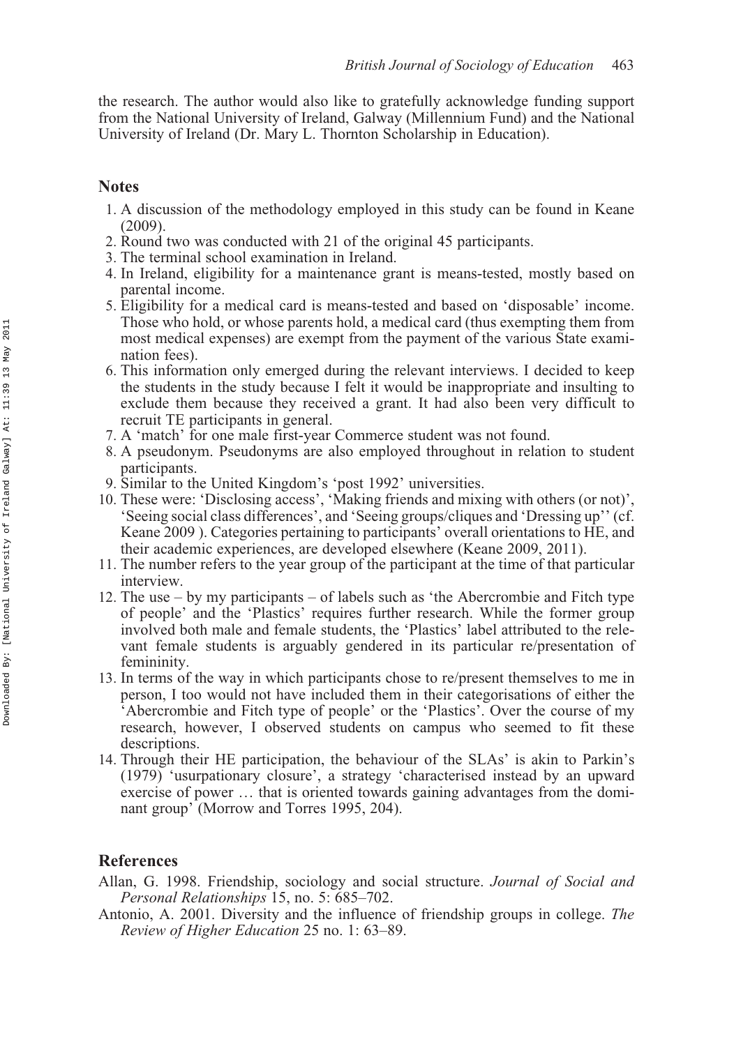the research. The author would also like to gratefully acknowledge funding support from the National University of Ireland, Galway (Millennium Fund) and the National University of Ireland (Dr. Mary L. Thornton Scholarship in Education).

## Notes

1. A discussion of the methodology employed in this study can be found in Keane (2009).
2. Round two was conducted with 21 of the original 45 participants.
3. The terminal school examination in Ireland.
4. In Ireland, eligibility for a maintenance grant is means-tested, mostly based on parental income.
5. Eligibility for a medical card is means-tested and based on 'disposable' income. Those who hold, or whose parents hold, a medical card (thus exempting them from most medical expenses) are exempt from the payment of the various State examination fees).
6. This information only emerged during the relevant interviews. I decided to keep the students in the study because I felt it would be inappropriate and insulting to exclude them because they received a grant. It had also been very difficult to recruit TE participants in general.
7. A 'match' for one male first-year Commerce student was not found.
8. A pseudonym. Pseudonyms are also employed throughout in relation to student participants.
9. Similar to the United Kingdom's 'post 1992' universities.
10. These were: 'Disclosing access', 'Making friends and mixing with others (or not)', 'Seeing social class differences', and 'Seeing groups/cliques and 'Dressing up'' (cf. Keane 2009 ). Categories pertaining to participants' overall orientations to HE, and their academic experiences, are developed elsewhere (Keane 2009, 2011).
11. The number refers to the year group of the participant at the time of that particular interview.
12. The use – by my participants – of labels such as 'the Abercrombie and Fitch type of people' and the 'Plastics' requires further research. While the former group involved both male and female students, the 'Plastics' label attributed to the relevant female students is arguably gendered in its particular re/presentation of femininity.
13. In terms of the way in which participants chose to re/present themselves to me in person, I too would not have included them in their categorisations of either the 'Abercrombie and Fitch type of people' or the 'Plastics'. Over the course of my research, however, I observed students on campus who seemed to fit these descriptions.
14. Through their HE participation, the behaviour of the SLAs' is akin to Parkin's (1979) 'usurpationary closure', a strategy 'characterised instead by an upward exercise of power … that is oriented towards gaining advantages from the dominant group' (Morrow and Torres 1995, 204).

## References

Allan, G. 1998. Friendship, sociology and social structure. *Journal of Social and Personal Relationships* 15, no. 5: 685–702.

Antonio, A. 2001. Diversity and the influence of friendship groups in college. *The Review of Higher Education* 25 no. 1: 63–89.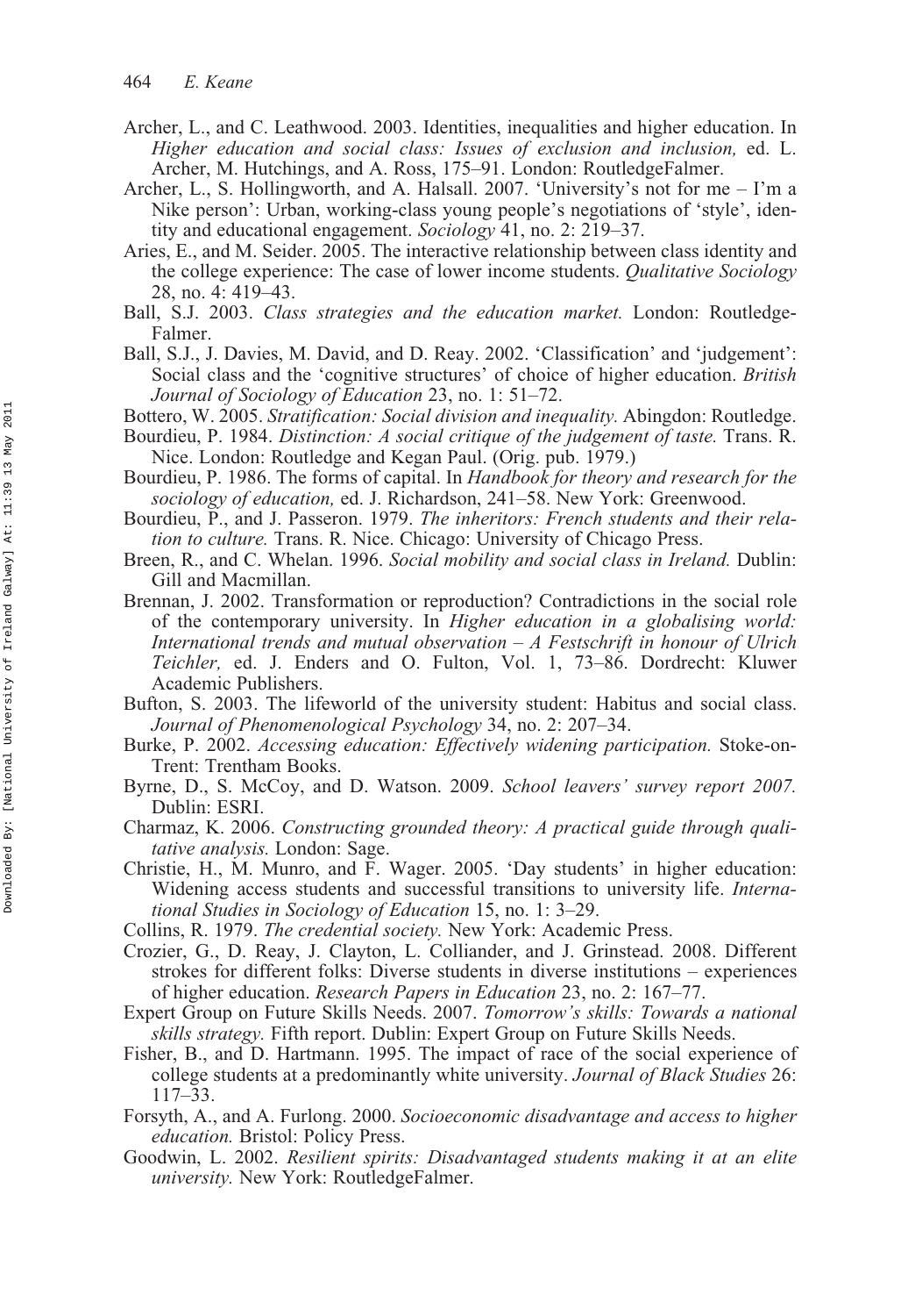Archer, L., and C. Leathwood. 2003. Identities, inequalities and higher education. In *Higher education and social class: Issues of exclusion and inclusion,* ed. L. Archer, M. Hutchings, and A. Ross, 175–91. London: RoutledgeFalmer.

Archer, L., S. Hollingworth, and A. Halsall. 2007. 'University's not for me – I'm a Nike person': Urban, working-class young people's negotiations of 'style', identity and educational engagement. *Sociology* 41, no. 2: 219–37.

Aries, E., and M. Seider. 2005. The interactive relationship between class identity and the college experience: The case of lower income students. *Qualitative Sociology* 28, no. 4: 419–43.

Ball, S.J. 2003. *Class strategies and the education market.* London: RoutledgeFalmer.

Ball, S.J., J. Davies, M. David, and D. Reay. 2002. 'Classification' and 'judgement': Social class and the 'cognitive structures' of choice of higher education. *British Journal of Sociology of Education* 23, no. 1: 51–72.

Bottero, W. 2005. *Stratification: Social division and inequality.* Abingdon: Routledge.

Bourdieu, P. 1984. *Distinction: A social critique of the judgement of taste.* Trans. R. Nice. London: Routledge and Kegan Paul. (Orig. pub. 1979.)

Bourdieu, P. 1986. The forms of capital. In *Handbook for theory and research for the sociology of education,* ed. J. Richardson, 241–58. New York: Greenwood.

Bourdieu, P., and J. Passeron. 1979. *The inheritors: French students and their relation to culture.* Trans. R. Nice. Chicago: University of Chicago Press.

Breen, R., and C. Whelan. 1996. *Social mobility and social class in Ireland.* Dublin: Gill and Macmillan.

Brennan, J. 2002. Transformation or reproduction? Contradictions in the social role of the contemporary university. In *Higher education in a globalising world: International trends and mutual observation – A Festschrift in honour of Ulrich Teichler,* ed. J. Enders and O. Fulton, Vol. 1, 73–86. Dordrecht: Kluwer Academic Publishers.

Bufton, S. 2003. The lifeworld of the university student: Habitus and social class. *Journal of Phenomenological Psychology* 34, no. 2: 207–34.

Burke, P. 2002. *Accessing education: Effectively widening participation.* Stoke-on-Trent: Trentham Books.

Byrne, D., S. McCoy, and D. Watson. 2009. *School leavers' survey report 2007.* Dublin: ESRI.

Charmaz, K. 2006. *Constructing grounded theory: A practical guide through qualitative analysis.* London: Sage.

Christie, H., M. Munro, and F. Wager. 2005. 'Day students' in higher education: Widening access students and successful transitions to university life. *International Studies in Sociology of Education* 15, no. 1: 3–29.

Collins, R. 1979. *The credential society.* New York: Academic Press.

Crozier, G., D. Reay, J. Clayton, L. Colliander, and J. Grinstead. 2008. Different strokes for different folks: Diverse students in diverse institutions – experiences of higher education. *Research Papers in Education* 23, no. 2: 167–77.

Expert Group on Future Skills Needs. 2007. *Tomorrow's skills: Towards a national skills strategy.* Fifth report. Dublin: Expert Group on Future Skills Needs.

Fisher, B., and D. Hartmann. 1995. The impact of race of the social experience of college students at a predominantly white university. *Journal of Black Studies* 26: 117–33.

Forsyth, A., and A. Furlong. 2000. *Socioeconomic disadvantage and access to higher education.* Bristol: Policy Press.

Goodwin, L. 2002. *Resilient spirits: Disadvantaged students making it at an elite university.* New York: RoutledgeFalmer.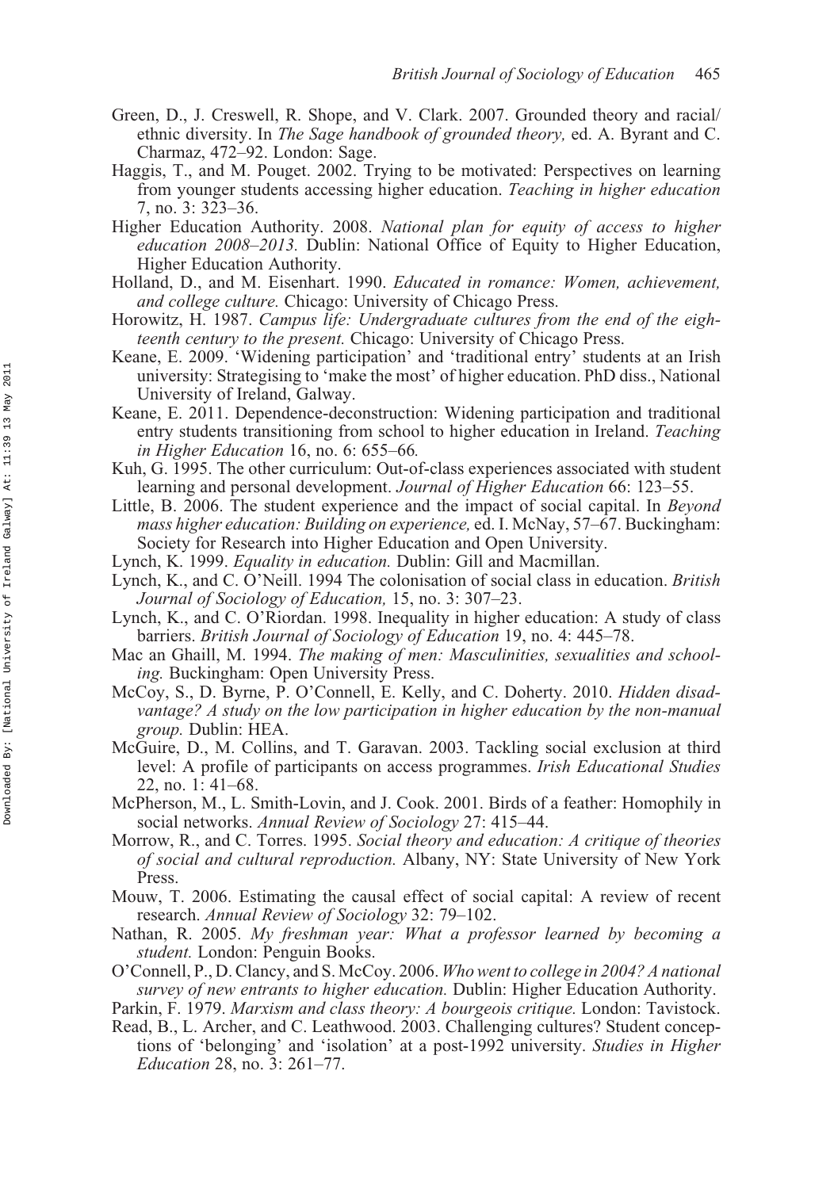Green, D., J. Creswell, R. Shope, and V. Clark. 2007. Grounded theory and racial/ethnic diversity. In *The Sage handbook of grounded theory,* ed. A. Byrant and C. Charmaz, 472–92. London: Sage.

Haggis, T., and M. Pouget. 2002. Trying to be motivated: Perspectives on learning from younger students accessing higher education. *Teaching in higher education* 7, no. 3: 323–36.

Higher Education Authority. 2008. *National plan for equity of access to higher education 2008–2013.* Dublin: National Office of Equity to Higher Education, Higher Education Authority.

Holland, D., and M. Eisenhart. 1990. *Educated in romance: Women, achievement, and college culture.* Chicago: University of Chicago Press.

Horowitz, H. 1987. *Campus life: Undergraduate cultures from the end of the eighteenth century to the present.* Chicago: University of Chicago Press.

Keane, E. 2009. 'Widening participation' and 'traditional entry' students at an Irish university: Strategising to 'make the most' of higher education. PhD diss., National University of Ireland, Galway.

Keane, E. 2011. Dependence-deconstruction: Widening participation and traditional entry students transitioning from school to higher education in Ireland. *Teaching in Higher Education* 16, no. 6: 655–66*.*

Kuh, G. 1995. The other curriculum: Out-of-class experiences associated with student learning and personal development. *Journal of Higher Education* 66: 123–55.

Little, B. 2006. The student experience and the impact of social capital. In *Beyond mass higher education: Building on experience,* ed. I. McNay, 57–67. Buckingham: Society for Research into Higher Education and Open University.

Lynch, K. 1999. *Equality in education.* Dublin: Gill and Macmillan.

Lynch, K., and C. O'Neill. 1994 The colonisation of social class in education. *British Journal of Sociology of Education,* 15, no. 3: 307–23.

Lynch, K., and C. O'Riordan. 1998. Inequality in higher education: A study of class barriers. *British Journal of Sociology of Education* 19, no. 4: 445–78.

Mac an Ghaill, M. 1994. *The making of men: Masculinities, sexualities and schooling.* Buckingham: Open University Press.

McCoy, S., D. Byrne, P. O'Connell, E. Kelly, and C. Doherty. 2010. *Hidden disadvantage? A study on the low participation in higher education by the non-manual group.* Dublin: HEA.

McGuire, D., M. Collins, and T. Garavan. 2003. Tackling social exclusion at third level: A profile of participants on access programmes. *Irish Educational Studies* 22, no. 1: 41–68.

McPherson, M., L. Smith-Lovin, and J. Cook. 2001. Birds of a feather: Homophily in social networks. *Annual Review of Sociology* 27: 415–44.

Morrow, R., and C. Torres. 1995. *Social theory and education: A critique of theories of social and cultural reproduction.* Albany, NY: State University of New York Press.

Mouw, T. 2006. Estimating the causal effect of social capital: A review of recent research. *Annual Review of Sociology* 32: 79–102.

Nathan, R. 2005. *My freshman year: What a professor learned by becoming a student.* London: Penguin Books.

O'Connell, P., D. Clancy, and S. McCoy. 2006. *Who went to college in 2004? A national survey of new entrants to higher education.* Dublin: Higher Education Authority.

Parkin, F. 1979. *Marxism and class theory: A bourgeois critique.* London: Tavistock.

Read, B., L. Archer, and C. Leathwood. 2003. Challenging cultures? Student conceptions of 'belonging' and 'isolation' at a post-1992 university. *Studies in Higher Education* 28, no. 3: 261–77.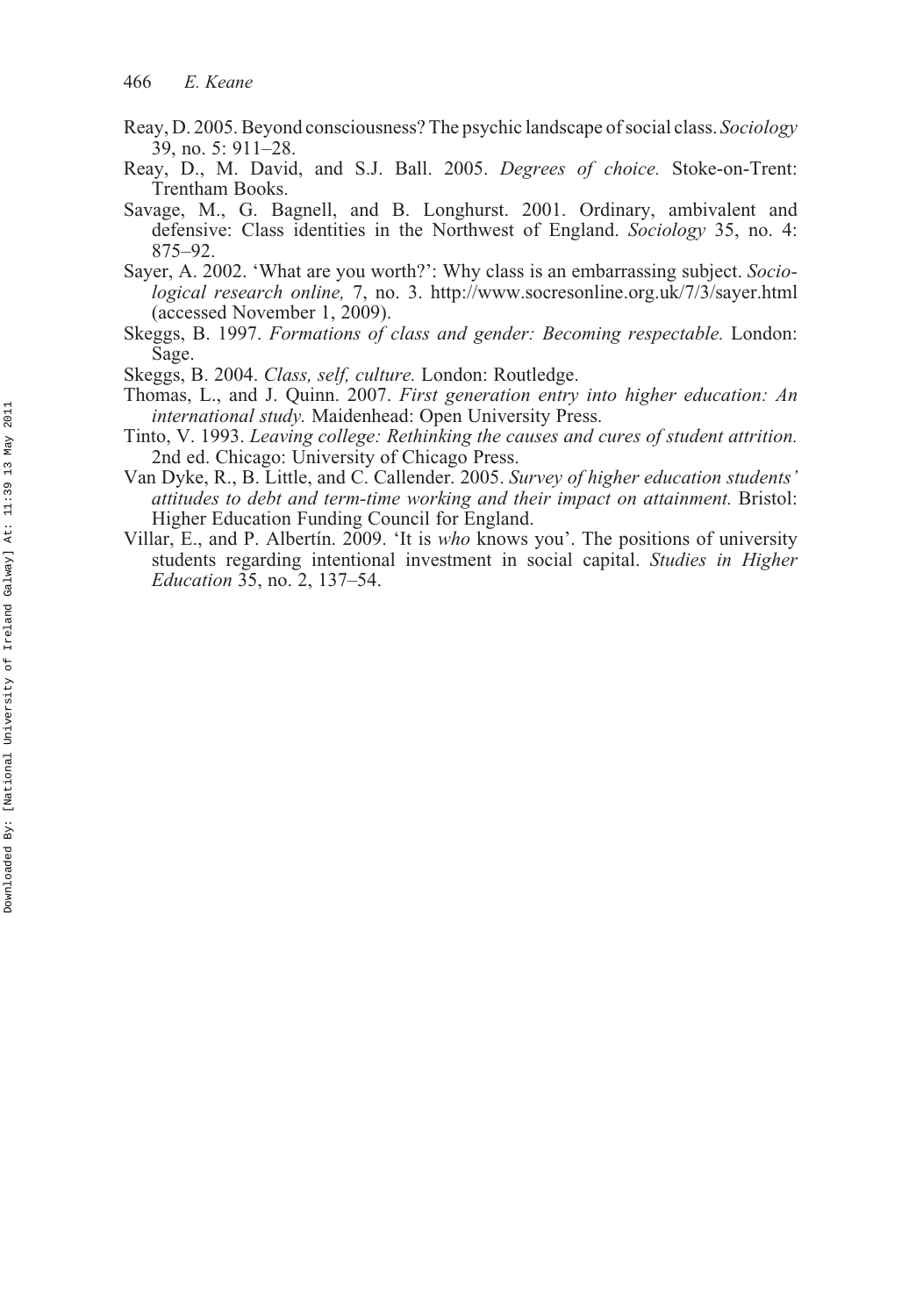Reay, D. 2005. Beyond consciousness? The psychic landscape of social class. *Sociology* 39, no. 5: 911–28.

Reay, D., M. David, and S.J. Ball. 2005. *Degrees of choice.* Stoke-on-Trent: Trentham Books.

Savage, M., G. Bagnell, and B. Longhurst. 2001. Ordinary, ambivalent and defensive: Class identities in the Northwest of England. *Sociology* 35, no. 4: 875–92.

Sayer, A. 2002. 'What are you worth?': Why class is an embarrassing subject. *Sociological research online,* 7, no. 3. http://www.socresonline.org.uk/7/3/sayer.html (accessed November 1, 2009).

Skeggs, B. 1997. *Formations of class and gender: Becoming respectable.* London: Sage.

Skeggs, B. 2004. *Class, self, culture.* London: Routledge.

Thomas, L., and J. Quinn. 2007. *First generation entry into higher education: An international study.* Maidenhead: Open University Press.

Tinto, V. 1993. *Leaving college: Rethinking the causes and cures of student attrition.* 2nd ed. Chicago: University of Chicago Press.

Van Dyke, R., B. Little, and C. Callender. 2005. *Survey of higher education students' attitudes to debt and term-time working and their impact on attainment.* Bristol: Higher Education Funding Council for England.

Villar, E., and P. Albertín. 2009. 'It is *who* knows you'. The positions of university students regarding intentional investment in social capital. *Studies in Higher Education* 35, no. 2, 137–54.